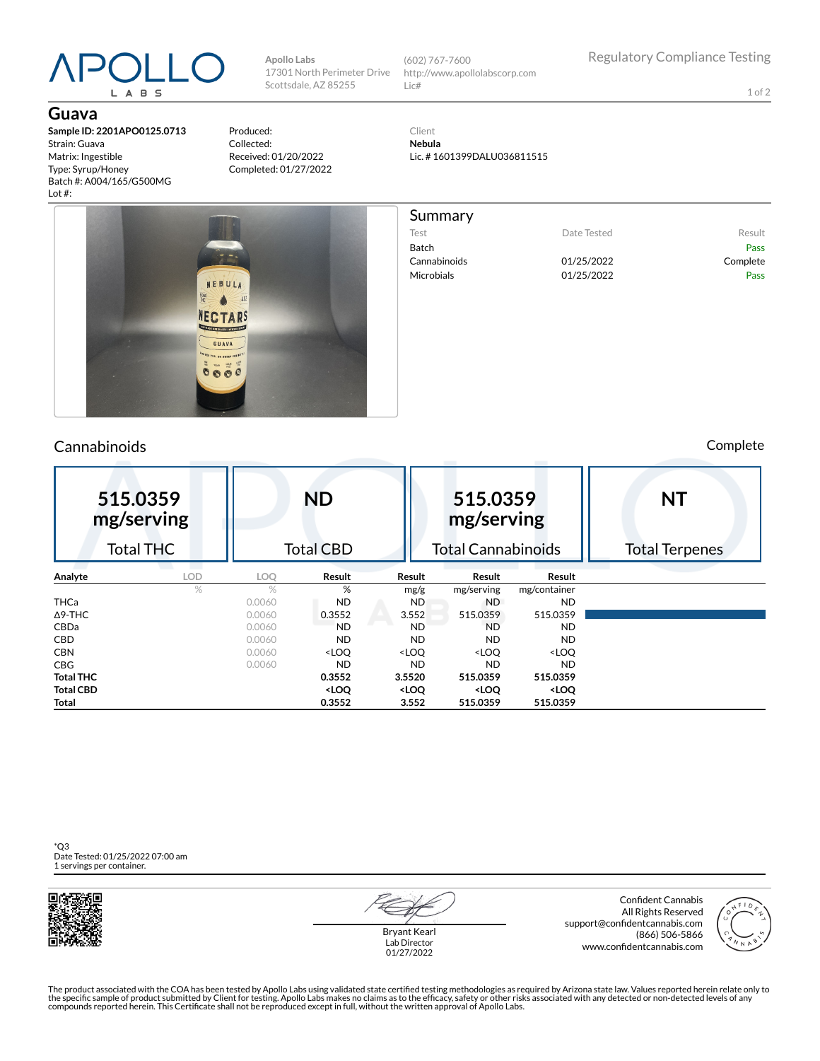APOLLO LABS

Apollo Labs
17301 North Perimeter Drive
Scottsdale, AZ 85255

(602) 767-7600
http://www.apollolabscorp.com
Lic#

Regulatory Compliance Testing

# Guava

**Sample ID: 2201APO0125.0713**
Strain: Guava
Matrix: Ingestible
Type: Syrup/Honey
Batch #: A004/165/G500MG
Lot #:

Produced:
Collected:
Received: 01/20/2022
Completed: 01/27/2022

Client
**Nebula**
Lic. # 1601399DALU036811515

## Summary

| Test | Date Tested | Result |
|---|---|---|
| Batch | | Pass |
| Cannabinoids | 01/25/2022 | Complete |
| Microbials | 01/25/2022 | Pass |

## Cannabinoids

Complete

| 515.0359 mg/serving | ND | 515.0359 mg/serving | NT |
|---|---|---|---|
| Total THC | Total CBD | Total Cannabinoids | Total Terpenes |

| Analyte | LOD | LOQ | Result | Result | Result | Result |
|---|---|---|---|---|---|---|
| | % | % | % | mg/g | mg/serving | mg/container |
| THCa | | 0.0060 | ND | ND | ND | ND |
| Δ9-THC | | 0.0060 | 0.3552 | 3.552 | 515.0359 | 515.0359 |
| CBDa | | 0.0060 | ND | ND | ND | ND |
| CBD | | 0.0060 | ND | ND | ND | ND |
| CBN | | 0.0060 | <LOQ | <LOQ | <LOQ | <LOQ |
| CBG | | 0.0060 | ND | ND | ND | ND |
| **Total THC** | | | **0.3552** | **3.5520** | **515.0359** | **515.0359** |
| **Total CBD** | | | **<LOQ** | **<LOQ** | **<LOQ** | **<LOQ** |
| **Total** | | | **0.3552** | **3.552** | **515.0359** | **515.0359** |

*Q3
Date Tested: 01/25/2022 07:00 am
1 servings per container.

Bryant Kearl
Lab Director
01/27/2022

Confident Cannabis
All Rights Reserved
support@confidentcannabis.com
(866) 506-5866
www.confidentcannabis.com

The product associated with the COA has been tested by Apollo Labs using validated state certified testing methodologies as required by Arizona state law. Values reported herein relate only to the specific sample of product submitted by Client for testing. Apollo Labs makes no claims as to the efficacy, safety or other risks associated with any detected or non-detected levels of any compounds reported herein. This Certificate shall not be reproduced except in full, without the written approval of Apollo Labs.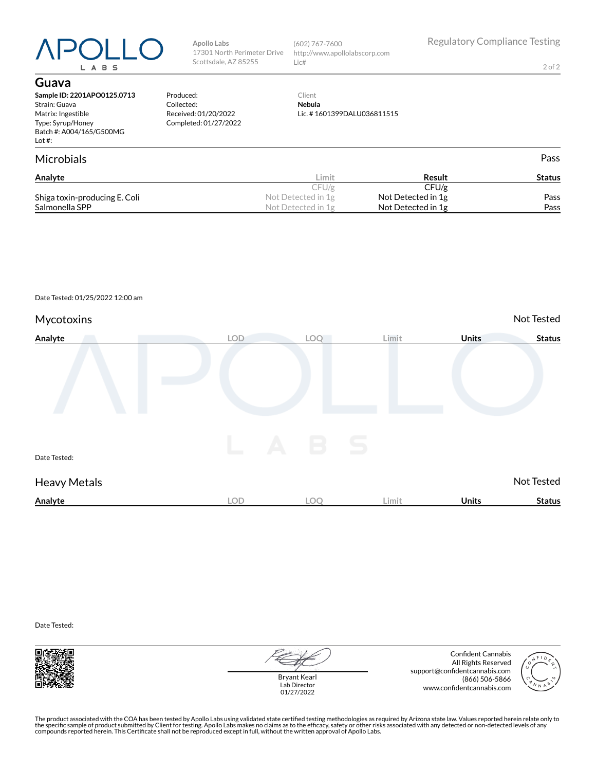# APOLLO LABS

Apollo Labs
17301 North Perimeter Drive
Scottsdale, AZ 85255

(602) 767-7600
http://www.apollolabscorp.com
Lic#

Regulatory Compliance Testing

## Guava

**Sample ID: 2201APO0125.0713**
Strain: Guava
Matrix: Ingestible
Type: Syrup/Honey
Batch #: A004/165/G500MG
Lot #:

Produced:
Collected:
Received: 01/20/2022
Completed: 01/27/2022

Client
**Nebula**
Lic. # 1601399DALU036811515

## Microbials

Pass

| Analyte | Limit | Result | Status |
|---|---|---|---|
| | CFU/g | CFU/g | |
| Shiga toxin-producing E. Coli | Not Detected in 1g | Not Detected in 1g | Pass |
| Salmonella SPP | Not Detected in 1g | Not Detected in 1g | Pass |

Date Tested: 01/25/2022 12:00 am

## Mycotoxins

Not Tested

| Analyte | LOD | LOQ | Limit | Units | Status |
|---|---|---|---|---|---|

Date Tested:

## Heavy Metals

Not Tested

| Analyte | LOD | LOQ | Limit | Units | Status |
|---|---|---|---|---|---|

Date Tested:

Bryant Kearl
Lab Director
01/27/2022

Confident Cannabis
All Rights Reserved
support@confidentcannabis.com
(866) 506-5866
www.confidentcannabis.com

The product associated with the COA has been tested by Apollo Labs using validated state certified testing methodologies as required by Arizona state law. Values reported herein relate only to the specific sample of product submitted by Client for testing. Apollo Labs makes no claims as to the efficacy, safety or other risks associated with any detected or non-detected levels of any compounds reported herein. This Certificate shall not be reproduced except in full, without the written approval of Apollo Labs.